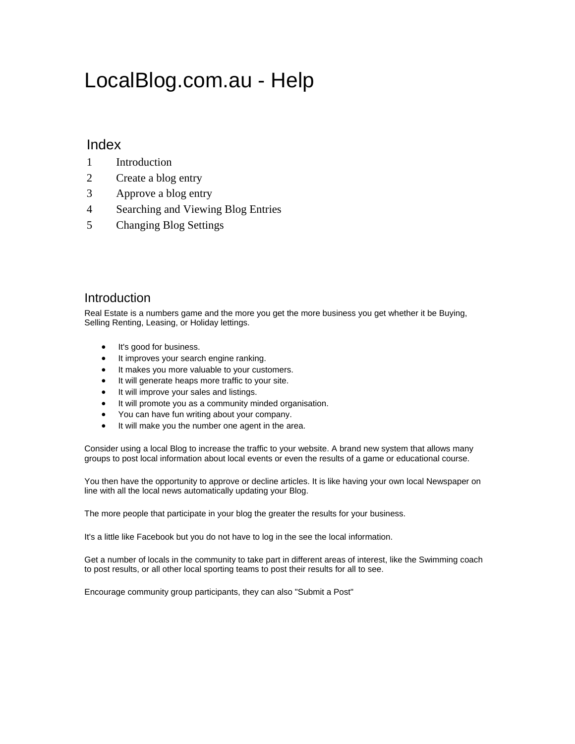# LocalBlog.com.au - Help

## Index

1. Introduction
2. Create a blog entry
3. Approve a blog entry
4. Searching and Viewing Blog Entries
5. Changing Blog Settings

## Introduction

Real Estate is a numbers game and the more you get the more business you get whether it be Buying, Selling Renting, Leasing, or Holiday lettings.

- It's good for business.
- It improves your search engine ranking.
- It makes you more valuable to your customers.
- It will generate heaps more traffic to your site.
- It will improve your sales and listings.
- It will promote you as a community minded organisation.
- You can have fun writing about your company.
- It will make you the number one agent in the area.

Consider using a local Blog to increase the traffic to your website. A brand new system that allows many groups to post local information about local events or even the results of a game or educational course.

You then have the opportunity to approve or decline articles. It is like having your own local Newspaper on line with all the local news automatically updating your Blog.

The more people that participate in your blog the greater the results for your business.

It's a little like Facebook but you do not have to log in the see the local information.

Get a number of locals in the community to take part in different areas of interest, like the Swimming coach to post results, or all other local sporting teams to post their results for all to see.

Encourage community group participants, they can also "Submit a Post"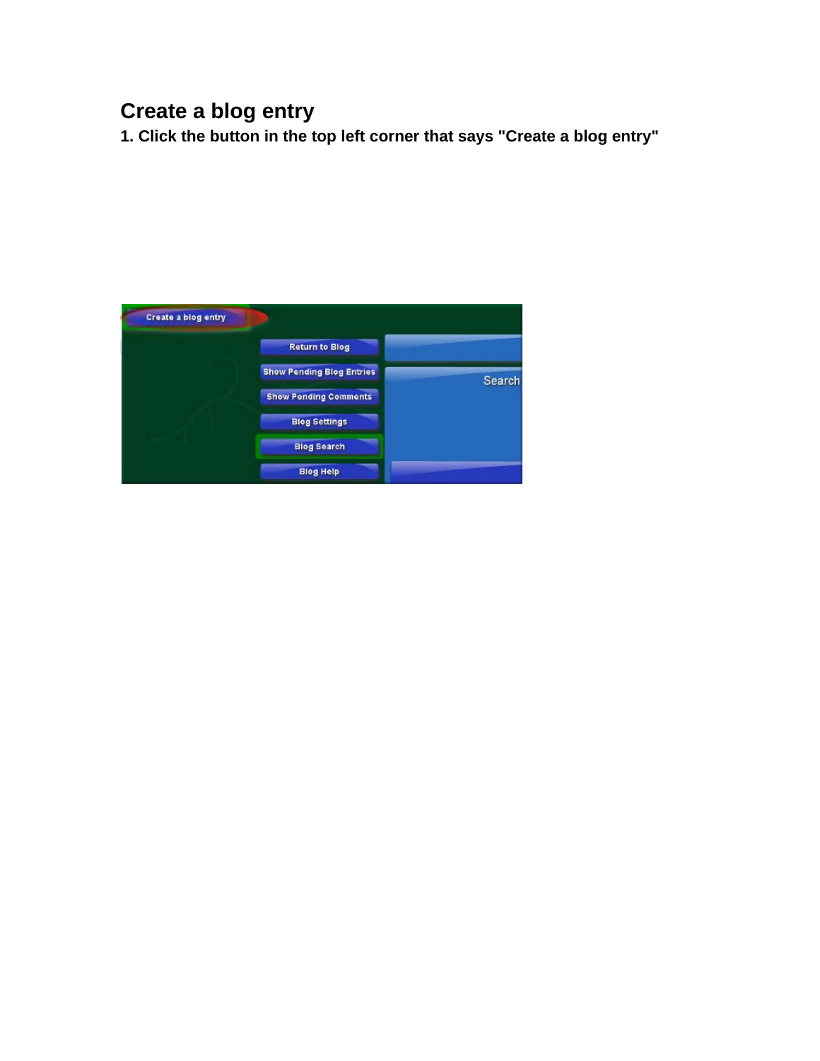## Create a blog entry

**1. Click the button in the top left corner that says "Create a blog entry"**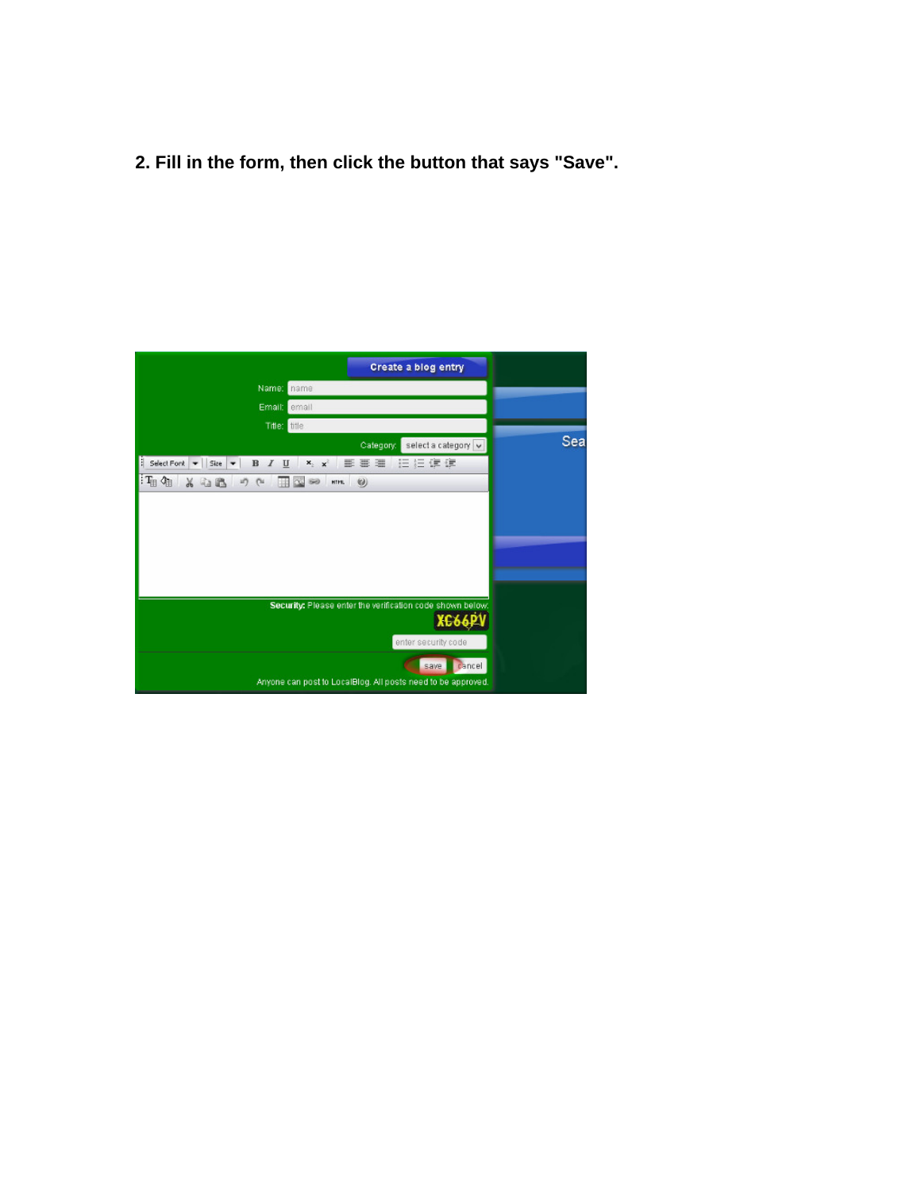**2. Fill in the form, then click the button that says "Save".**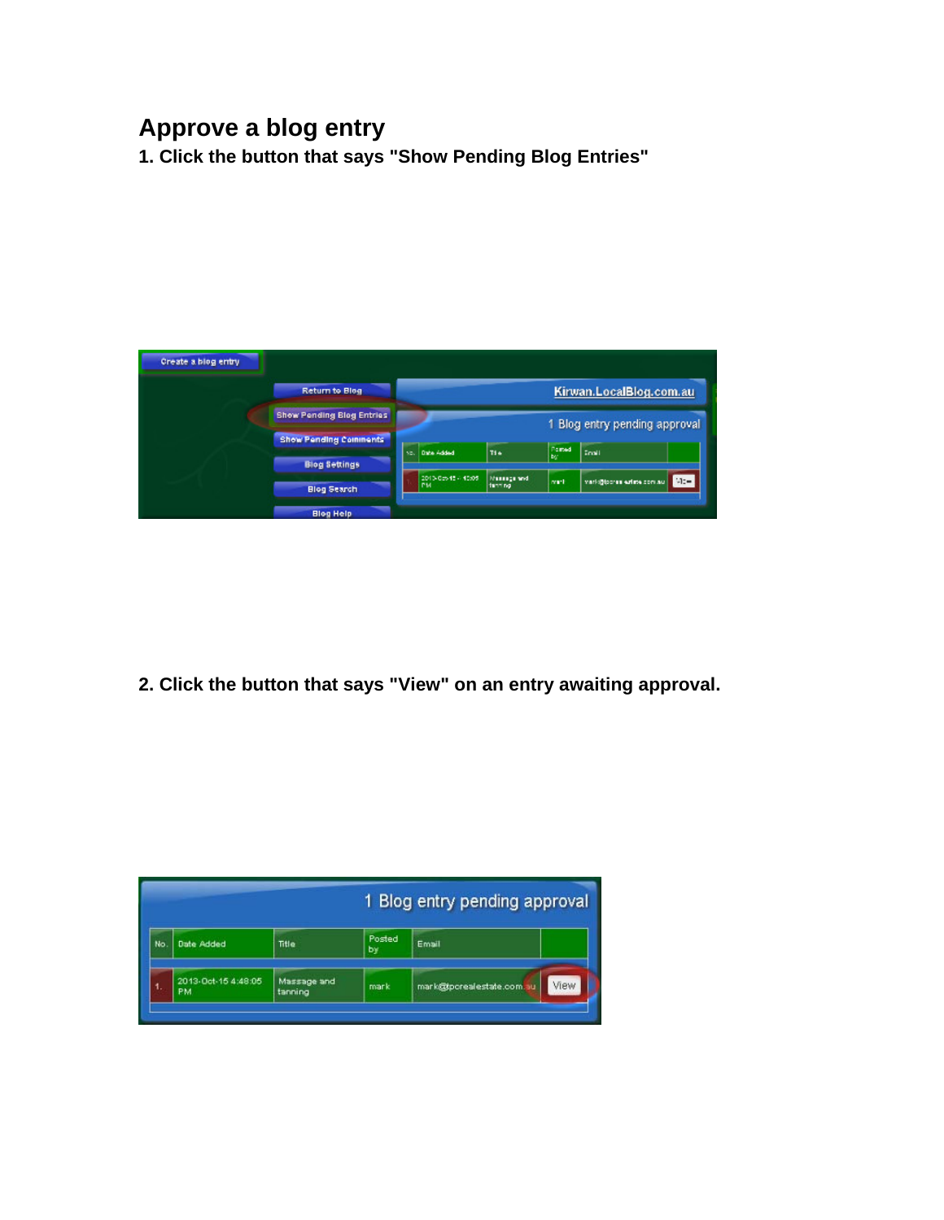# Approve a blog entry

**1. Click the button that says "Show Pending Blog Entries"**

**2. Click the button that says "View" on an entry awaiting approval.**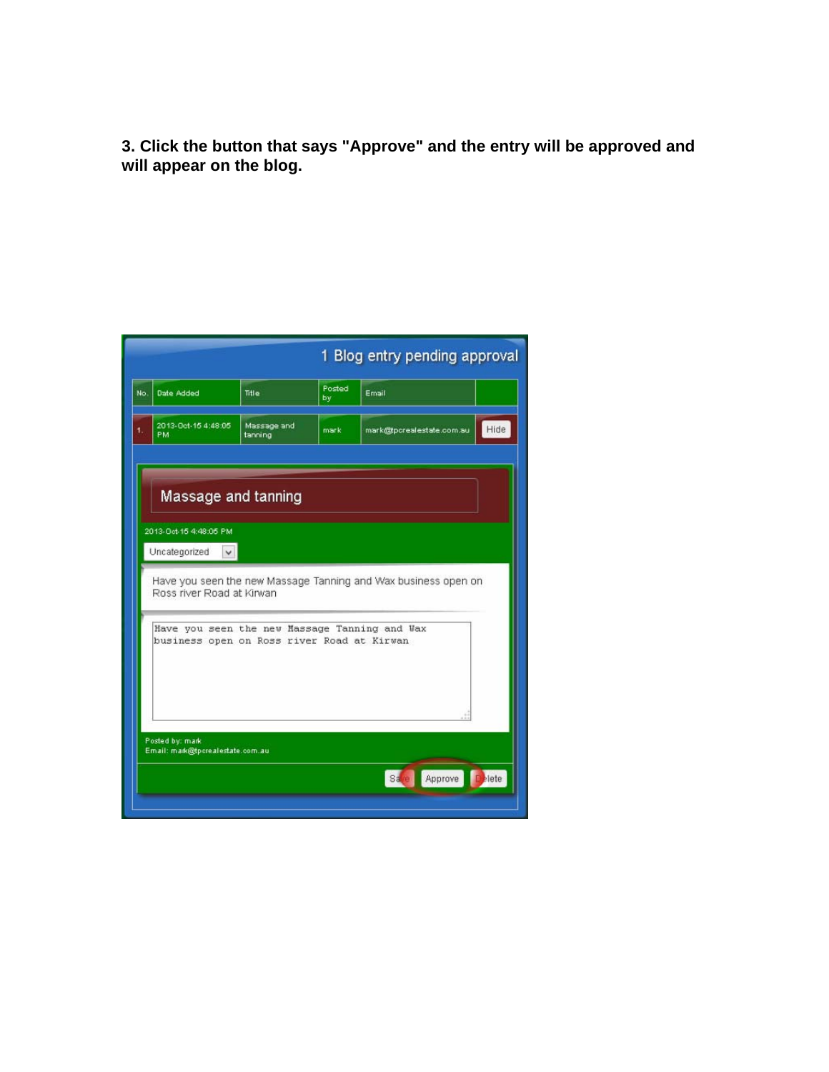**3. Click the button that says "Approve" and the entry will be approved and will appear on the blog.**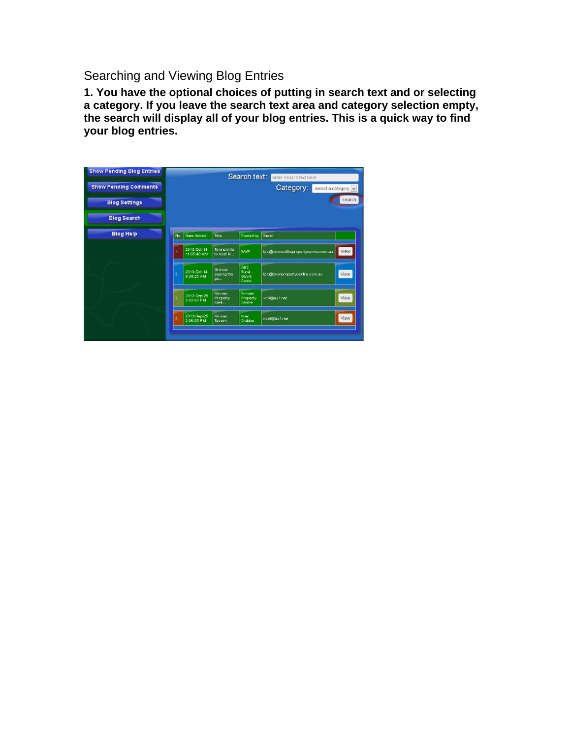Searching and Viewing Blog Entries

**1. You have the optional choices of putting in search text and or selecting a category. If you leave the search text area and category selection empty, the search will display all of your blog entries. This is a quick way to find your blog entries.**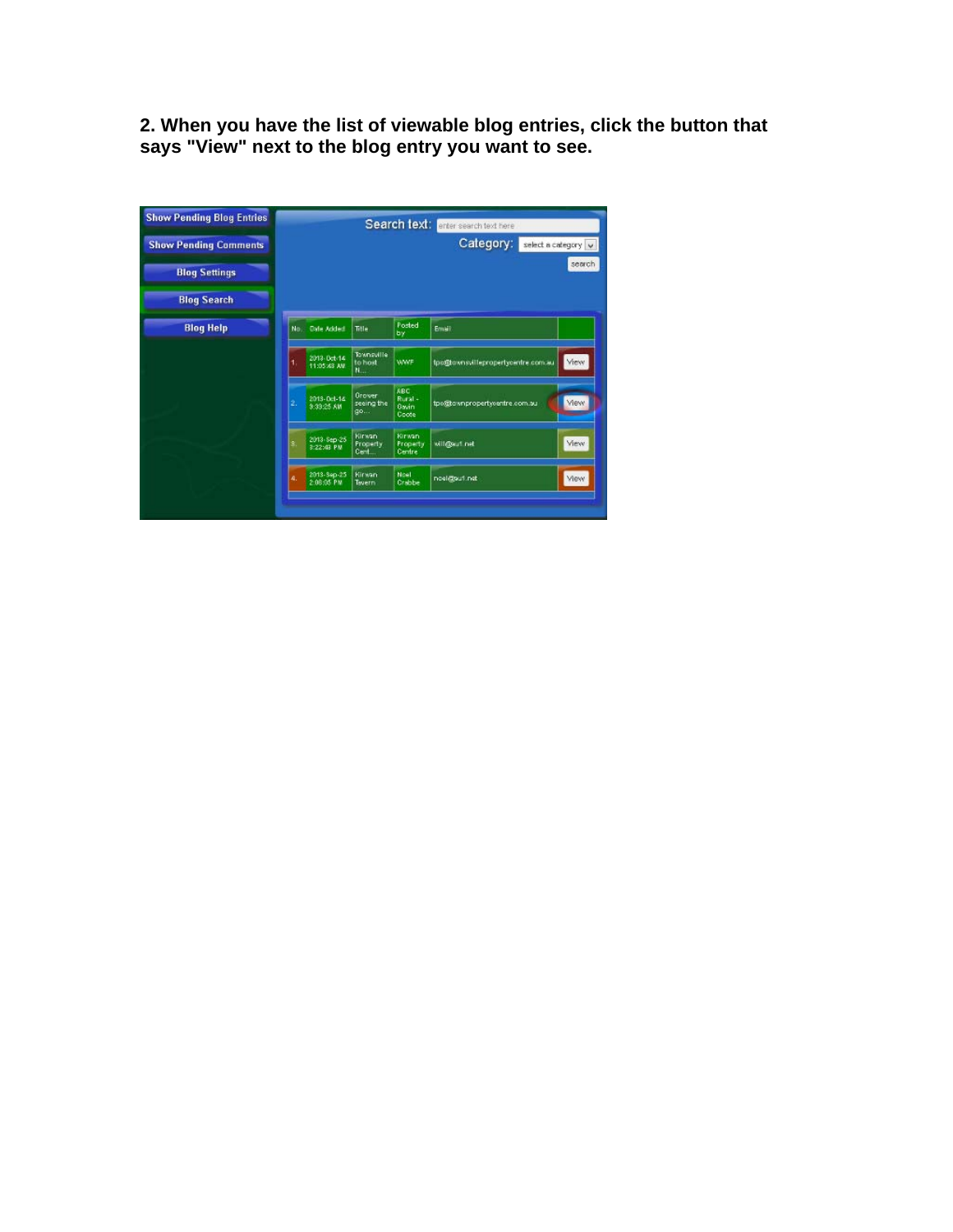**2. When you have the list of viewable blog entries, click the button that says "View" next to the blog entry you want to see.**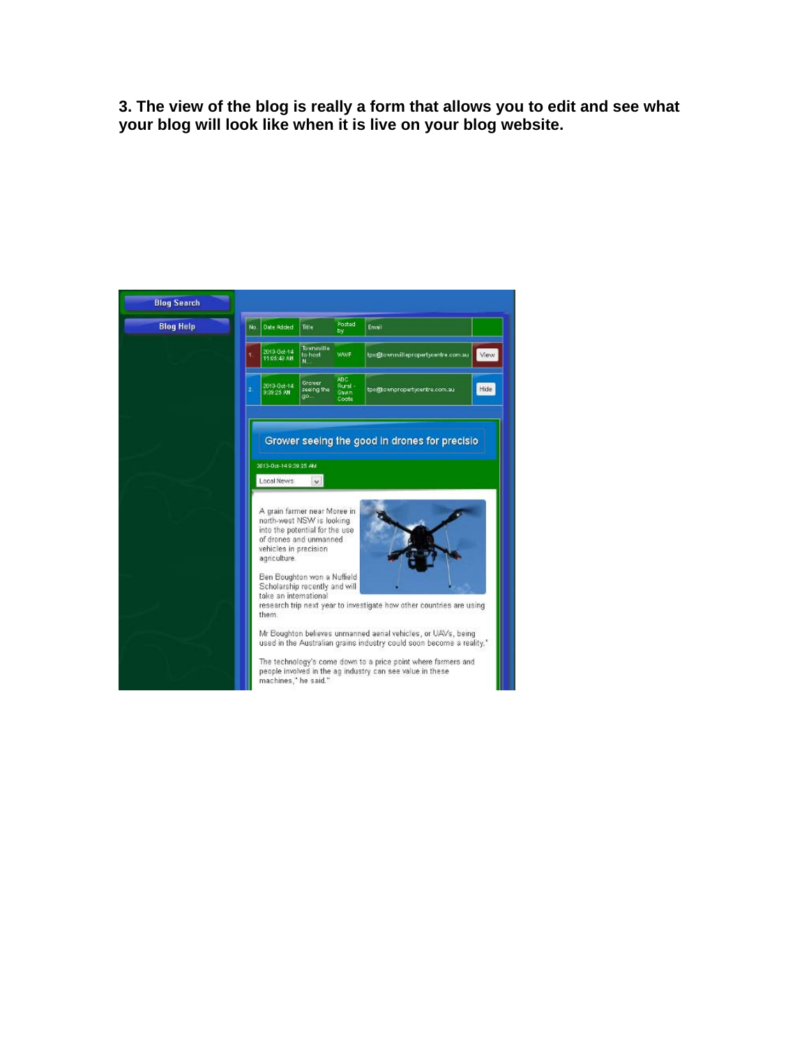**3. The view of the blog is really a form that allows you to edit and see what your blog will look like when it is live on your blog website.**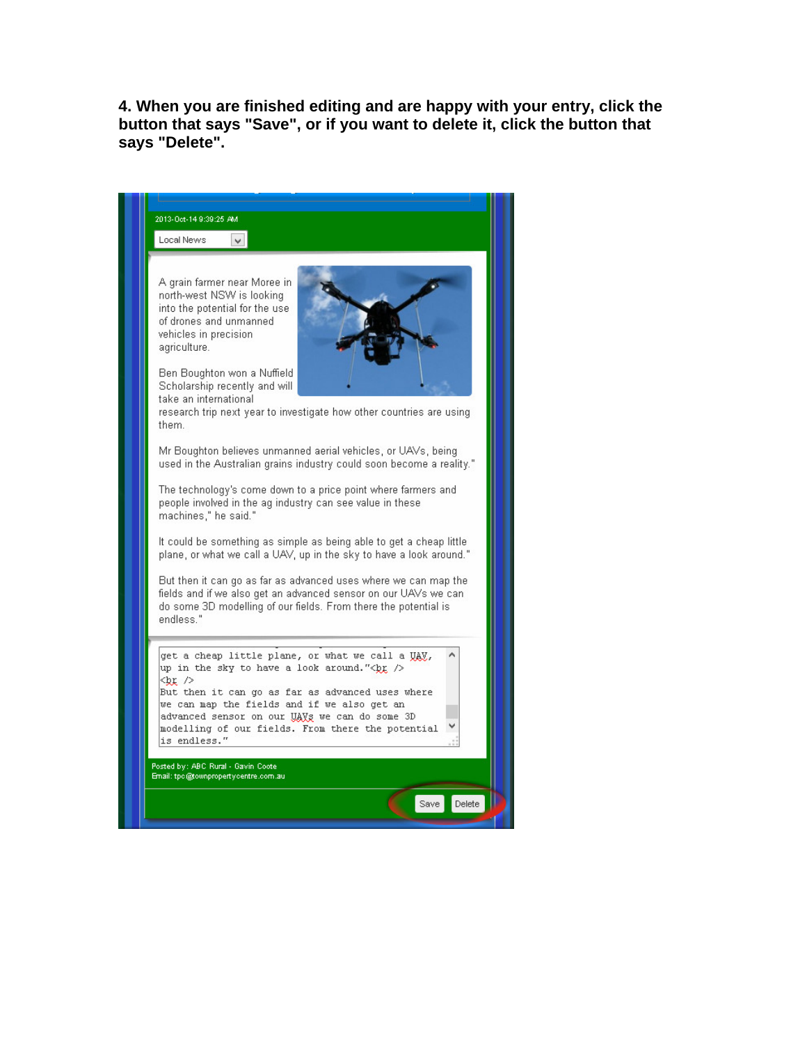**4. When you are finished editing and are happy with your entry, click the button that says "Save", or if you want to delete it, click the button that says "Delete".**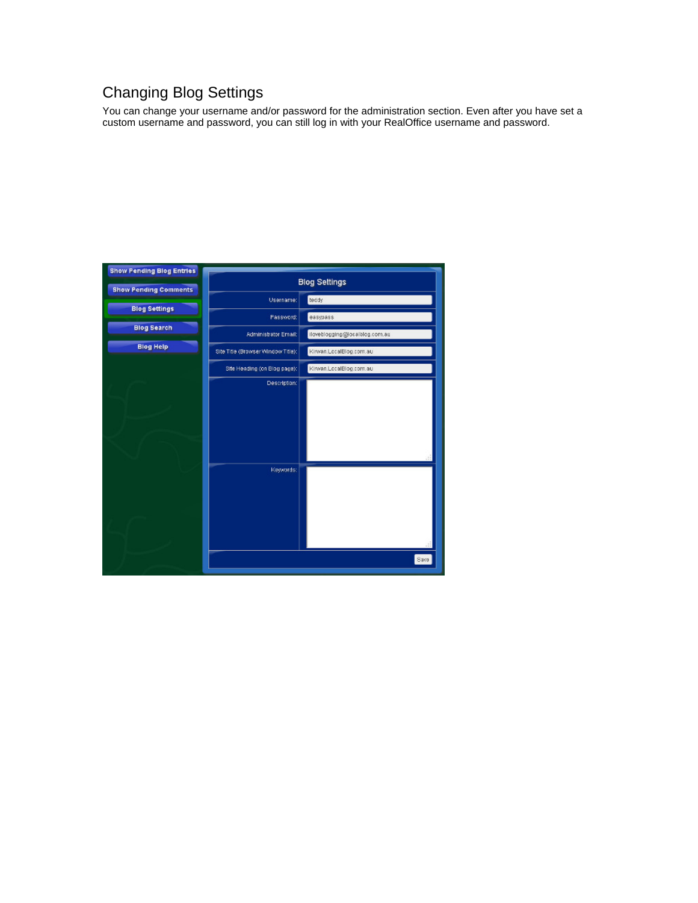## Changing Blog Settings

You can change your username and/or password for the administration section. Even after you have set a custom username and password, you can still log in with your RealOffice username and password.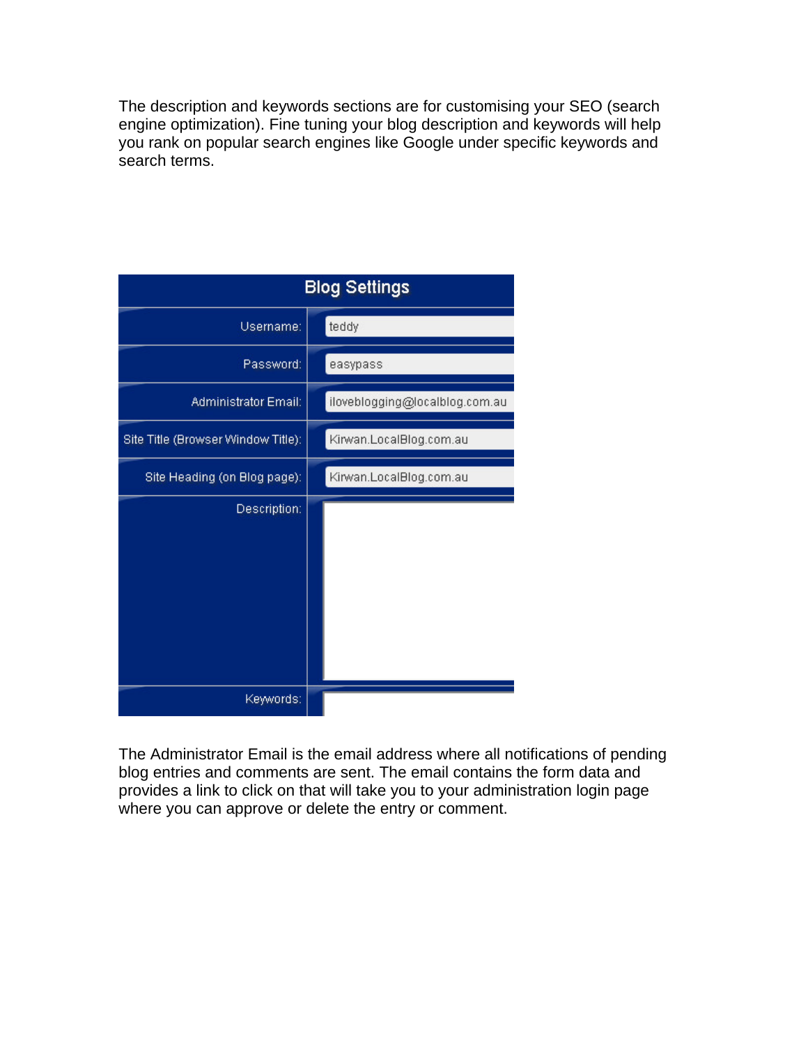The description and keywords sections are for customising your SEO (search engine optimization). Fine tuning your blog description and keywords will help you rank on popular search engines like Google under specific keywords and search terms.

| Blog Settings | |
|---|---|
| Username: | teddy |
| Password: | easypass |
| Administrator Email: | iloveblogging@localblog.com.au |
| Site Title (Browser Window Title): | Kirwan.LocalBlog.com.au |
| Site Heading (on Blog page): | Kirwan.LocalBlog.com.au |
| Description: | |
| Keywords: | |

The Administrator Email is the email address where all notifications of pending blog entries and comments are sent. The email contains the form data and provides a link to click on that will take you to your administration login page where you can approve or delete the entry or comment.